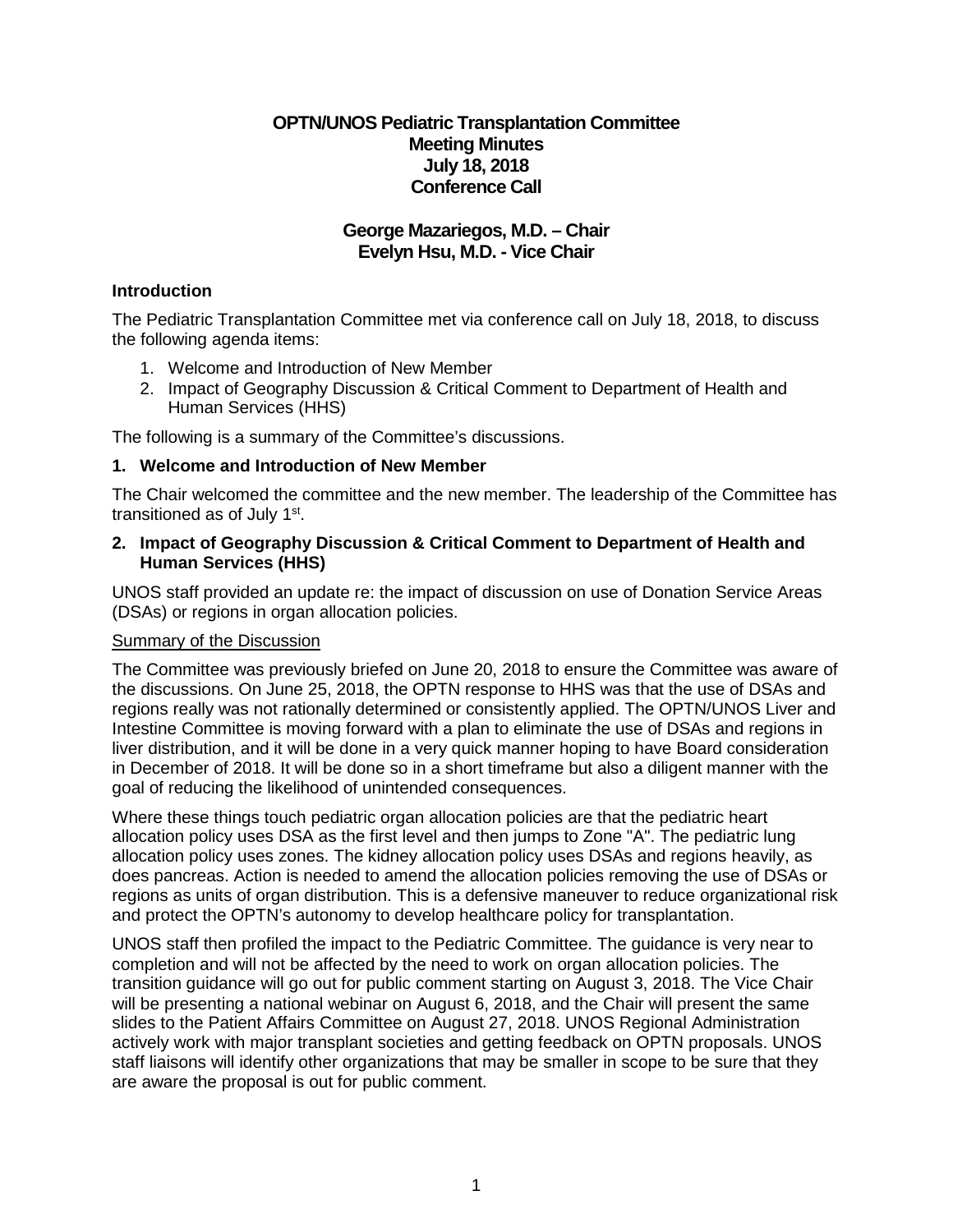# OPTN/UNOS Pediatric Transplantation Committee
# Meeting Minutes
# July 18, 2018
# Conference Call

## George Mazariegos, M.D. – Chair
## Evelyn Hsu, M.D. - Vice Chair

### Introduction

The Pediatric Transplantation Committee met via conference call on July 18, 2018, to discuss the following agenda items:

1. Welcome and Introduction of New Member
2. Impact of Geography Discussion & Critical Comment to Department of Health and Human Services (HHS)

The following is a summary of the Committee's discussions.

### 1. Welcome and Introduction of New Member

The Chair welcomed the committee and the new member. The leadership of the Committee has transitioned as of July 1st.

### 2. Impact of Geography Discussion & Critical Comment to Department of Health and Human Services (HHS)

UNOS staff provided an update re: the impact of discussion on use of Donation Service Areas (DSAs) or regions in organ allocation policies.

Summary of the Discussion

The Committee was previously briefed on June 20, 2018 to ensure the Committee was aware of the discussions. On June 25, 2018, the OPTN response to HHS was that the use of DSAs and regions really was not rationally determined or consistently applied. The OPTN/UNOS Liver and Intestine Committee is moving forward with a plan to eliminate the use of DSAs and regions in liver distribution, and it will be done in a very quick manner hoping to have Board consideration in December of 2018. It will be done so in a short timeframe but also a diligent manner with the goal of reducing the likelihood of unintended consequences.

Where these things touch pediatric organ allocation policies are that the pediatric heart allocation policy uses DSA as the first level and then jumps to Zone "A". The pediatric lung allocation policy uses zones. The kidney allocation policy uses DSAs and regions heavily, as does pancreas. Action is needed to amend the allocation policies removing the use of DSAs or regions as units of organ distribution. This is a defensive maneuver to reduce organizational risk and protect the OPTN's autonomy to develop healthcare policy for transplantation.

UNOS staff then profiled the impact to the Pediatric Committee. The guidance is very near to completion and will not be affected by the need to work on organ allocation policies. The transition guidance will go out for public comment starting on August 3, 2018. The Vice Chair will be presenting a national webinar on August 6, 2018, and the Chair will present the same slides to the Patient Affairs Committee on August 27, 2018. UNOS Regional Administration actively work with major transplant societies and getting feedback on OPTN proposals. UNOS staff liaisons will identify other organizations that may be smaller in scope to be sure that they are aware the proposal is out for public comment.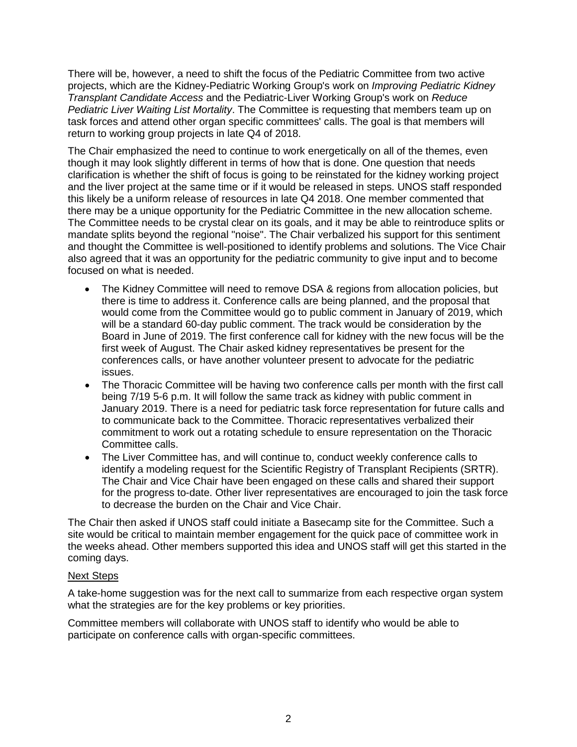There will be, however, a need to shift the focus of the Pediatric Committee from two active projects, which are the Kidney-Pediatric Working Group's work on *Improving Pediatric Kidney Transplant Candidate Access* and the Pediatric-Liver Working Group's work on *Reduce Pediatric Liver Waiting List Mortality*. The Committee is requesting that members team up on task forces and attend other organ specific committees' calls. The goal is that members will return to working group projects in late Q4 of 2018.

The Chair emphasized the need to continue to work energetically on all of the themes, even though it may look slightly different in terms of how that is done. One question that needs clarification is whether the shift of focus is going to be reinstated for the kidney working project and the liver project at the same time or if it would be released in steps. UNOS staff responded this likely be a uniform release of resources in late Q4 2018. One member commented that there may be a unique opportunity for the Pediatric Committee in the new allocation scheme. The Committee needs to be crystal clear on its goals, and it may be able to reintroduce splits or mandate splits beyond the regional "noise". The Chair verbalized his support for this sentiment and thought the Committee is well-positioned to identify problems and solutions. The Vice Chair also agreed that it was an opportunity for the pediatric community to give input and to become focused on what is needed.

- The Kidney Committee will need to remove DSA & regions from allocation policies, but there is time to address it. Conference calls are being planned, and the proposal that would come from the Committee would go to public comment in January of 2019, which will be a standard 60-day public comment. The track would be consideration by the Board in June of 2019. The first conference call for kidney with the new focus will be the first week of August. The Chair asked kidney representatives be present for the conferences calls, or have another volunteer present to advocate for the pediatric issues.
- The Thoracic Committee will be having two conference calls per month with the first call being 7/19 5-6 p.m. It will follow the same track as kidney with public comment in January 2019. There is a need for pediatric task force representation for future calls and to communicate back to the Committee. Thoracic representatives verbalized their commitment to work out a rotating schedule to ensure representation on the Thoracic Committee calls.
- The Liver Committee has, and will continue to, conduct weekly conference calls to identify a modeling request for the Scientific Registry of Transplant Recipients (SRTR). The Chair and Vice Chair have been engaged on these calls and shared their support for the progress to-date. Other liver representatives are encouraged to join the task force to decrease the burden on the Chair and Vice Chair.

The Chair then asked if UNOS staff could initiate a Basecamp site for the Committee. Such a site would be critical to maintain member engagement for the quick pace of committee work in the weeks ahead. Other members supported this idea and UNOS staff will get this started in the coming days.

Next Steps

A take-home suggestion was for the next call to summarize from each respective organ system what the strategies are for the key problems or key priorities.

Committee members will collaborate with UNOS staff to identify who would be able to participate on conference calls with organ-specific committees.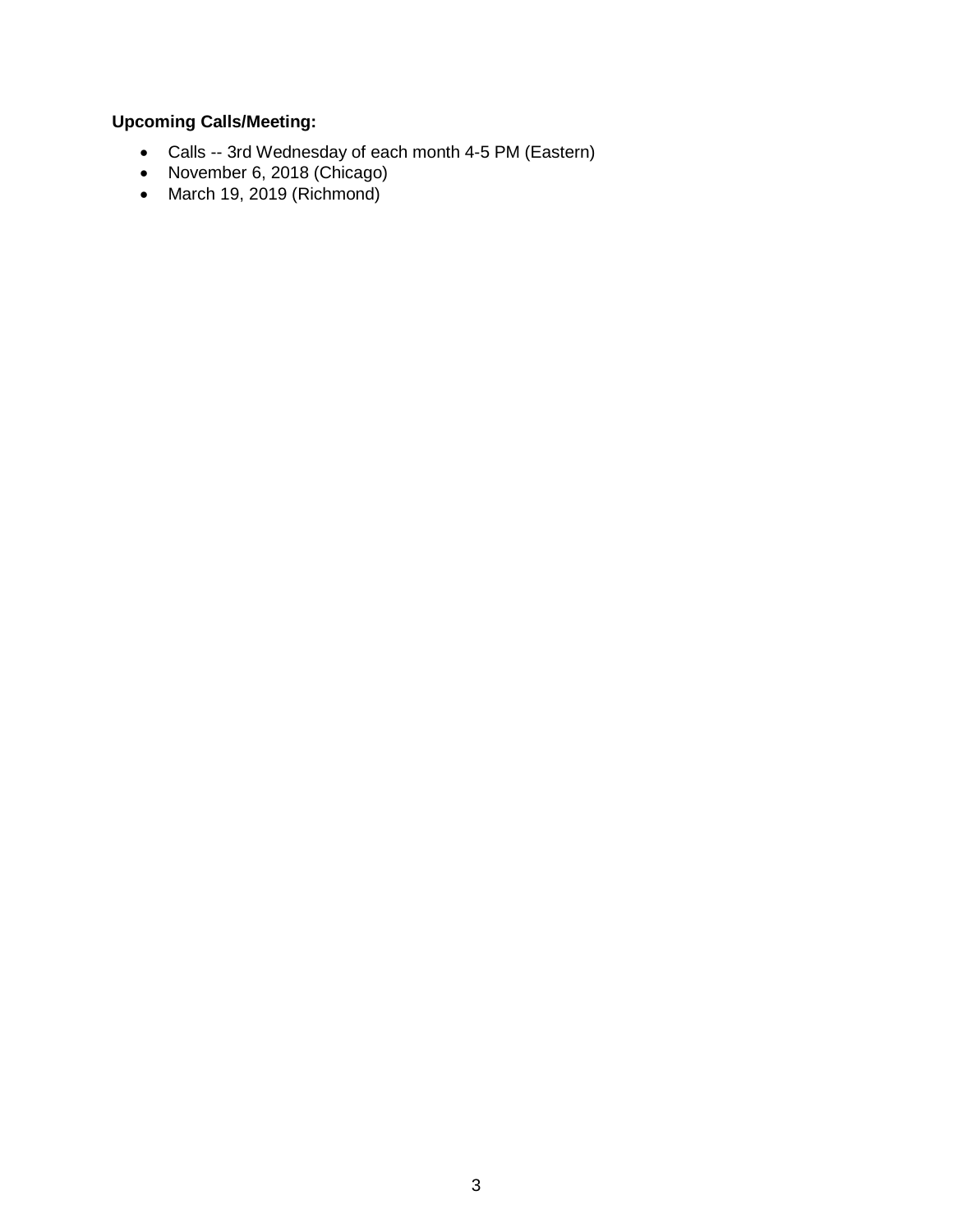**Upcoming Calls/Meeting:**

- Calls -- 3rd Wednesday of each month 4-5 PM (Eastern)
- November 6, 2018 (Chicago)
- March 19, 2019 (Richmond)